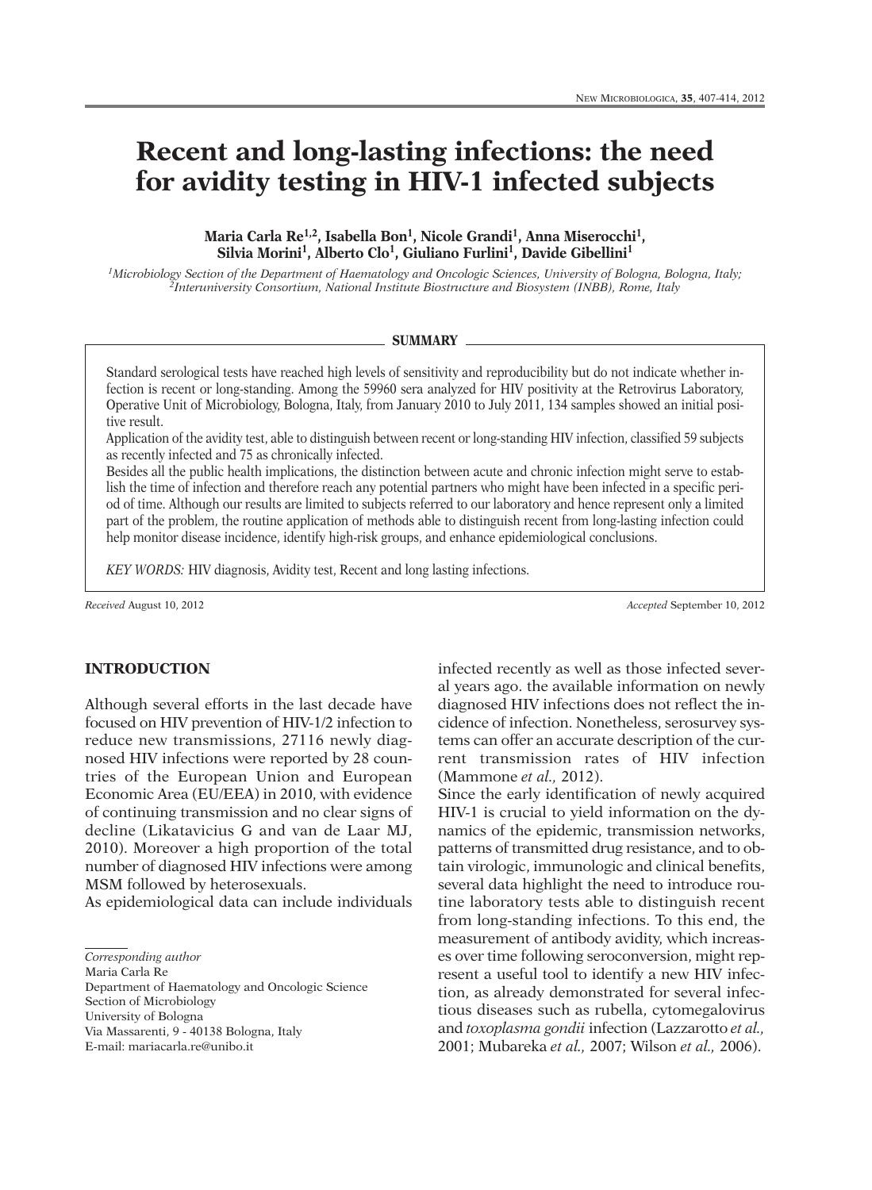# Recent and long-lasting infections: the need for avidity testing in HIV-1 infected subjects

**Maria Carla Re[1,2], Isabella Bon[1], Nicole Grandi[1], Anna Miserocchi[1], Silvia Morini[1], Alberto Clo[1], Giuliano Furlini[1], Davide Gibellini[1]**

*[1]Microbiology Section of the Department of Haematology and Oncologic Sciences, University of Bologna, Bologna, Italy;*
*[2]Interuniversity Consortium, National Institute Biostructure and Biosystem (INBB), Rome, Italy*

## SUMMARY

Standard serological tests have reached high levels of sensitivity and reproducibility but do not indicate whether infection is recent or long-standing. Among the 59960 sera analyzed for HIV positivity at the Retrovirus Laboratory, Operative Unit of Microbiology, Bologna, Italy, from January 2010 to July 2011, 134 samples showed an initial positive result.

Application of the avidity test, able to distinguish between recent or long-standing HIV infection, classified 59 subjects as recently infected and 75 as chronically infected.

Besides all the public health implications, the distinction between acute and chronic infection might serve to establish the time of infection and therefore reach any potential partners who might have been infected in a specific period of time. Although our results are limited to subjects referred to our laboratory and hence represent only a limited part of the problem, the routine application of methods able to distinguish recent from long-lasting infection could help monitor disease incidence, identify high-risk groups, and enhance epidemiological conclusions.

*KEY WORDS:* HIV diagnosis, Avidity test, Recent and long lasting infections.

*Received* August 10, 2012 *Accepted* September 10, 2012

## INTRODUCTION

Although several efforts in the last decade have focused on HIV prevention of HIV-1/2 infection to reduce new transmissions, 27116 newly diagnosed HIV infections were reported by 28 countries of the European Union and European Economic Area (EU/EEA) in 2010, with evidence of continuing transmission and no clear signs of decline (Likatavicius G and van de Laar MJ, 2010). Moreover a high proportion of the total number of diagnosed HIV infections were among MSM followed by heterosexuals.

As epidemiological data can include individuals infected recently as well as those infected several years ago. the available information on newly diagnosed HIV infections does not reflect the incidence of infection. Nonetheless, serosurvey systems can offer an accurate description of the current transmission rates of HIV infection (Mammone *et al.,* 2012).

Since the early identification of newly acquired HIV-1 is crucial to yield information on the dynamics of the epidemic, transmission networks, patterns of transmitted drug resistance, and to obtain virologic, immunologic and clinical benefits, several data highlight the need to introduce routine laboratory tests able to distinguish recent from long-standing infections. To this end, the measurement of antibody avidity, which increases over time following seroconversion, might represent a useful tool to identify a new HIV infection, as already demonstrated for several infectious diseases such as rubella, cytomegalovirus and *toxoplasma gondii* infection (Lazzarotto *et al.,* 2001; Mubareka *et al.,* 2007; Wilson *et al.,* 2006).

*Corresponding author*
Maria Carla Re
Department of Haematology and Oncologic Science
Section of Microbiology
University of Bologna
Via Massarenti, 9 - 40138 Bologna, Italy
E-mail: mariacarla.re@unibo.it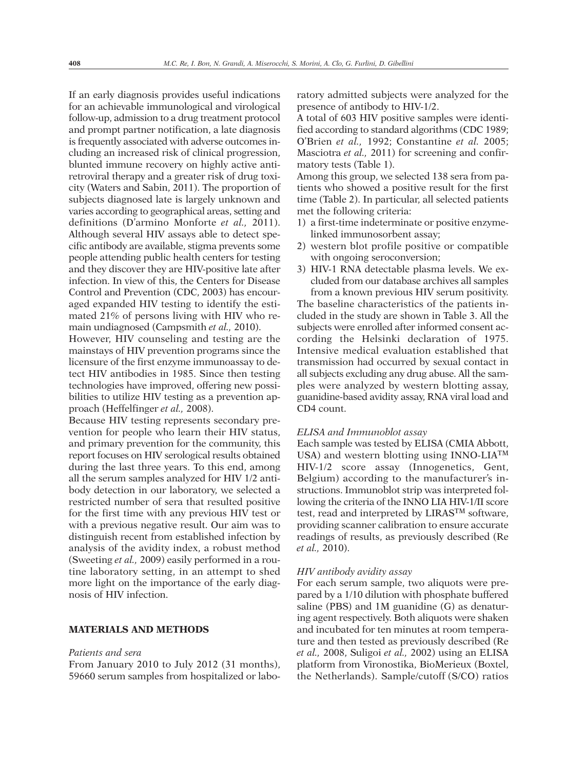If an early diagnosis provides useful indications for an achievable immunological and virological follow-up, admission to a drug treatment protocol and prompt partner notification, a late diagnosis is frequently associated with adverse outcomes including an increased risk of clinical progression, blunted immune recovery on highly active antiretroviral therapy and a greater risk of drug toxicity (Waters and Sabin, 2011). The proportion of subjects diagnosed late is largely unknown and varies according to geographical areas, setting and definitions (D'armino Monforte *et al.*, 2011). Although several HIV assays able to detect specific antibody are available, stigma prevents some people attending public health centers for testing and they discover they are HIV-positive late after infection. In view of this, the Centers for Disease Control and Prevention (CDC, 2003) has encouraged expanded HIV testing to identify the estimated 21% of persons living with HIV who remain undiagnosed (Campsmith *et al.*, 2010).

However, HIV counseling and testing are the mainstays of HIV prevention programs since the licensure of the first enzyme immunoassay to detect HIV antibodies in 1985. Since then testing technologies have improved, offering new possibilities to utilize HIV testing as a prevention approach (Heffelfinger *et al.*, 2008).

Because HIV testing represents secondary prevention for people who learn their HIV status, and primary prevention for the community, this report focuses on HIV serological results obtained during the last three years. To this end, among all the serum samples analyzed for HIV 1/2 antibody detection in our laboratory, we selected a restricted number of sera that resulted positive for the first time with any previous HIV test or with a previous negative result. Our aim was to distinguish recent from established infection by analysis of the avidity index, a robust method (Sweeting *et al.*, 2009) easily performed in a routine laboratory setting, in an attempt to shed more light on the importance of the early diagnosis of HIV infection.

## MATERIALS AND METHODS

### *Patients and sera*

From January 2010 to July 2012 (31 months), 59660 serum samples from hospitalized or laboratory admitted subjects were analyzed for the presence of antibody to HIV-1/2.

A total of 603 HIV positive samples were identified according to standard algorithms (CDC 1989; O'Brien *et al.*, 1992; Constantine *et al.* 2005; Masciotra *et al.*, 2011) for screening and confirmatory tests (Table 1).

Among this group, we selected 138 sera from patients who showed a positive result for the first time (Table 2). In particular, all selected patients met the following criteria:

1) a first-time indeterminate or positive enzyme-linked immunosorbent assay;
2) western blot profile positive or compatible with ongoing seroconversion;
3) HIV-1 RNA detectable plasma levels. We excluded from our database archives all samples from a known previous HIV serum positivity.

The baseline characteristics of the patients included in the study are shown in Table 3. All the subjects were enrolled after informed consent according the Helsinki declaration of 1975. Intensive medical evaluation established that transmission had occurred by sexual contact in all subjects excluding any drug abuse. All the samples were analyzed by western blotting assay, guanidine-based avidity assay, RNA viral load and CD4 count.

### *ELISA and Immunoblot assay*

Each sample was tested by ELISA (CMIA Abbott, USA) and western blotting using INNO-LIA™ HIV-1/2 score assay (Innogenetics, Gent, Belgium) according to the manufacturer's instructions. Immunoblot strip was interpreted following the criteria of the INNO LIA HIV-1/II score test, read and interpreted by LIRAS™ software, providing scanner calibration to ensure accurate readings of results, as previously described (Re *et al.*, 2010).

### *HIV antibody avidity assay*

For each serum sample, two aliquots were prepared by a 1/10 dilution with phosphate buffered saline (PBS) and 1M guanidine (G) as denaturing agent respectively. Both aliquots were shaken and incubated for ten minutes at room temperature and then tested as previously described (Re *et al.*, 2008, Suligoi *et al.*, 2002) using an ELISA platform from Vironostika, BioMerieux (Boxtel, the Netherlands). Sample/cutoff (S/CO) ratios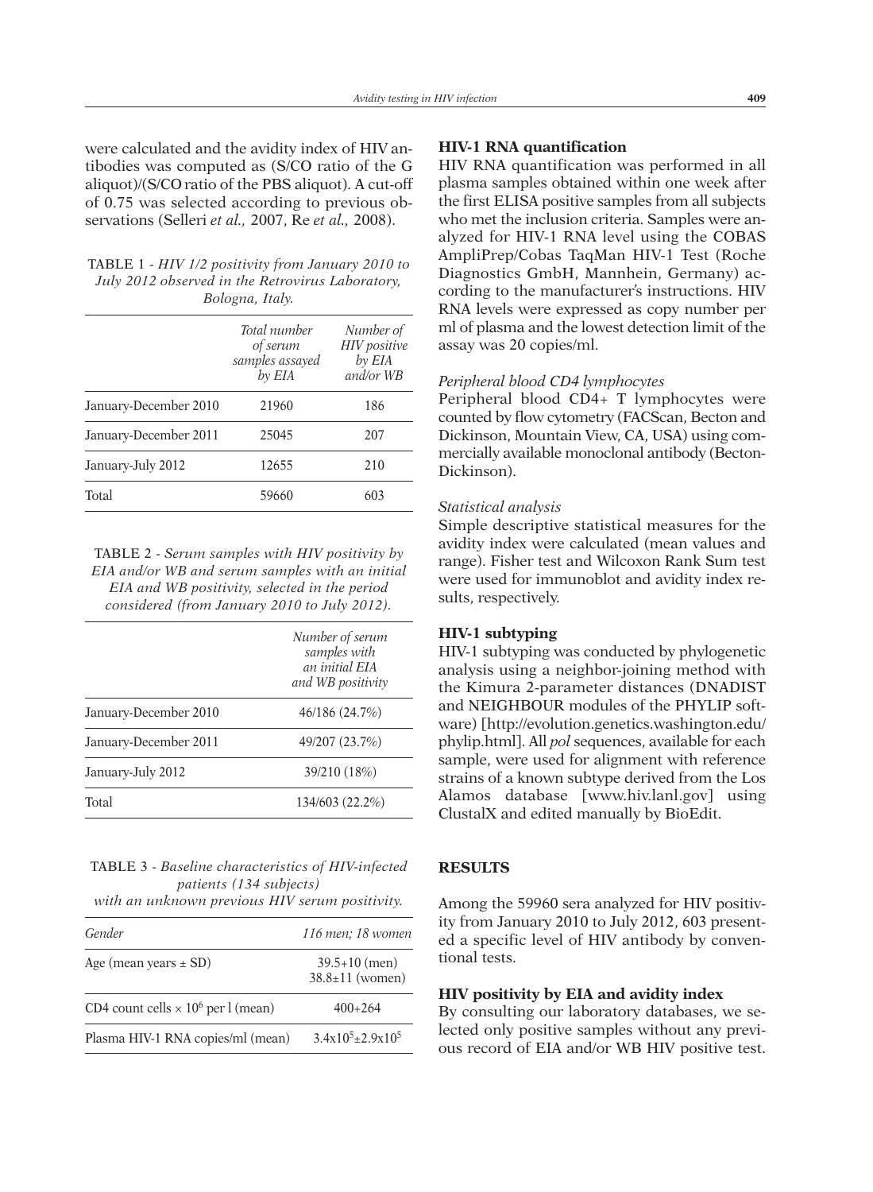were calculated and the avidity index of HIV antibodies was computed as (S/CO ratio of the G aliquot)/(S/CO ratio of the PBS aliquot). A cut-off of 0.75 was selected according to previous observations (Selleri *et al.,* 2007, Re *et al.,* 2008).

TABLE 1 - *HIV 1/2 positivity from January 2010 to July 2012 observed in the Retrovirus Laboratory, Bologna, Italy.*

| | *Total number of serum samples assayed by EIA* | *Number of HIV positive by EIA and/or WB* |
|---|---|---|
| January-December 2010 | 21960 | 186 |
| January-December 2011 | 25045 | 207 |
| January-July 2012 | 12655 | 210 |
| Total | 59660 | 603 |

TABLE 2 - *Serum samples with HIV positivity by EIA and/or WB and serum samples with an initial EIA and WB positivity, selected in the period considered (from January 2010 to July 2012).*

| | *Number of serum samples with an initial EIA and WB positivity* |
|---|---|
| January-December 2010 | 46/186 (24.7%) |
| January-December 2011 | 49/207 (23.7%) |
| January-July 2012 | 39/210 (18%) |
| Total | 134/603 (22.2%) |

TABLE 3 - *Baseline characteristics of HIV-infected patients (134 subjects) with an unknown previous HIV serum positivity.*

| *Gender* | *116 men; 18 women* |
|---|---|
| Age (mean years ± SD) | 39.5+10 (men) 38.8±11 (women) |
| CD4 count cells × $10^6$ per l (mean) | 400+264 |
| Plasma HIV-1 RNA copies/ml (mean) | $3.4x10^5±2.9x10^5$ |

## HIV-1 RNA quantification

HIV RNA quantification was performed in all plasma samples obtained within one week after the first ELISA positive samples from all subjects who met the inclusion criteria. Samples were analyzed for HIV-1 RNA level using the COBAS AmpliPrep/Cobas TaqMan HIV-1 Test (Roche Diagnostics GmbH, Mannhein, Germany) according to the manufacturer's instructions. HIV RNA levels were expressed as copy number per ml of plasma and the lowest detection limit of the assay was 20 copies/ml.

### *Peripheral blood CD4 lymphocytes*

Peripheral blood CD4+ T lymphocytes were counted by flow cytometry (FACScan, Becton and Dickinson, Mountain View, CA, USA) using commercially available monoclonal antibody (Becton-Dickinson).

### *Statistical analysis*

Simple descriptive statistical measures for the avidity index were calculated (mean values and range). Fisher test and Wilcoxon Rank Sum test were used for immunoblot and avidity index results, respectively.

## HIV-1 subtyping

HIV-1 subtyping was conducted by phylogenetic analysis using a neighbor-joining method with the Kimura 2-parameter distances (DNADIST and NEIGHBOUR modules of the PHYLIP software) [http://evolution.genetics.washington.edu/phylip.html]. All *pol* sequences, available for each sample, were used for alignment with reference strains of a known subtype derived from the Los Alamos database [www.hiv.lanl.gov] using ClustalX and edited manually by BioEdit.

## RESULTS

Among the 59960 sera analyzed for HIV positivity from January 2010 to July 2012, 603 presented a specific level of HIV antibody by conventional tests.

## HIV positivity by EIA and avidity index

By consulting our laboratory databases, we selected only positive samples without any previous record of EIA and/or WB HIV positive test.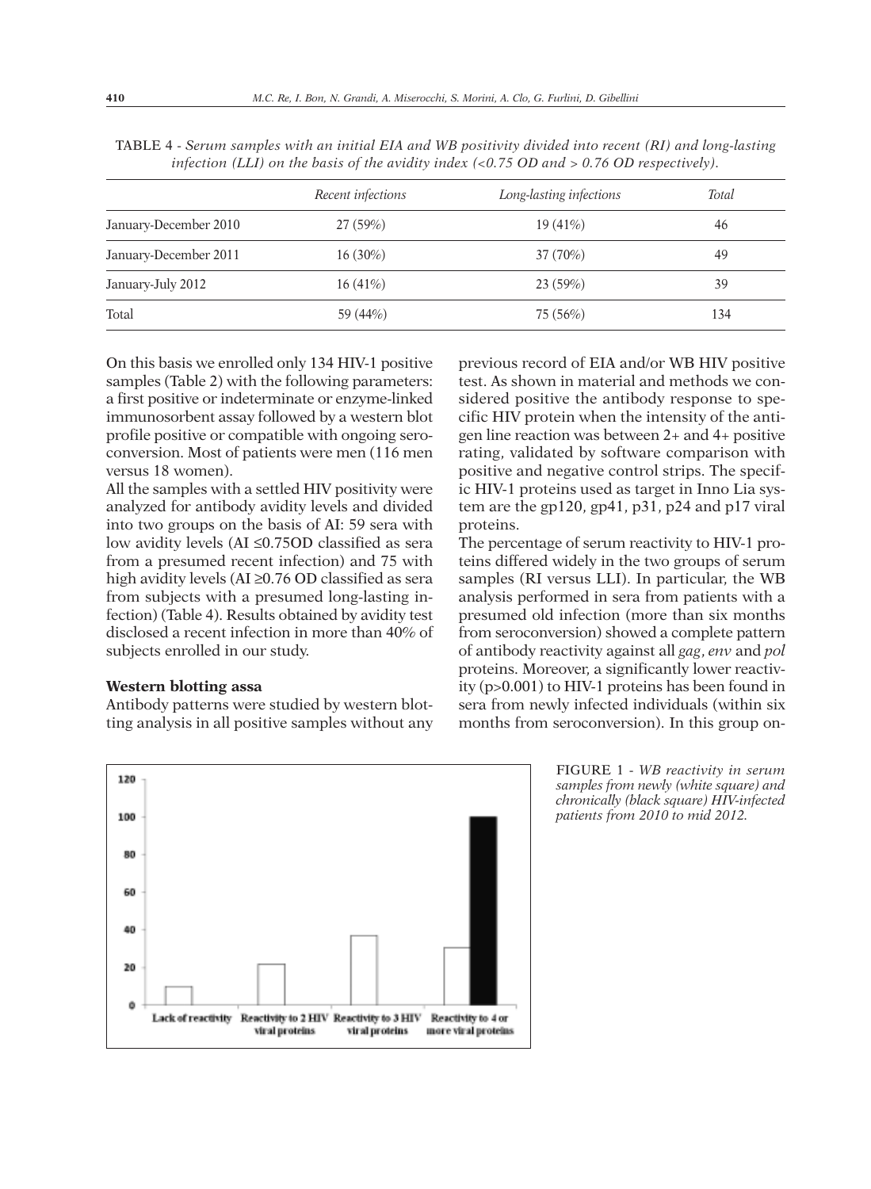TABLE 4 - *Serum samples with an initial EIA and WB positivity divided into recent (RI) and long-lasting infection (LLI) on the basis of the avidity index (<0.75 OD and > 0.76 OD respectively).*

| | *Recent infections* | *Long-lasting infections* | *Total* |
|---|---|---|---|
| January-December 2010 | 27 (59%) | 19 (41%) | 46 |
| January-December 2011 | 16 (30%) | 37 (70%) | 49 |
| January-July 2012 | 16 (41%) | 23 (59%) | 39 |
| Total | 59 (44%) | 75 (56%) | 134 |

On this basis we enrolled only 134 HIV-1 positive samples (Table 2) with the following parameters: a first positive or indeterminate or enzyme-linked immunosorbent assay followed by a western blot profile positive or compatible with ongoing seroconversion. Most of patients were men (116 men versus 18 women).

All the samples with a settled HIV positivity were analyzed for antibody avidity levels and divided into two groups on the basis of AI: 59 sera with low avidity levels (AI ≤0.75OD classified as sera from a presumed recent infection) and 75 with high avidity levels (AI ≥0.76 OD classified as sera from subjects with a presumed long-lasting infection) (Table 4). Results obtained by avidity test disclosed a recent infection in more than 40% of subjects enrolled in our study.

**Western blotting assa**

Antibody patterns were studied by western blotting analysis in all positive samples without any previous record of EIA and/or WB HIV positive test. As shown in material and methods we considered positive the antibody response to specific HIV protein when the intensity of the antigen line reaction was between 2+ and 4+ positive rating, validated by software comparison with positive and negative control strips. The specific HIV-1 proteins used as target in Inno Lia system are the gp120, gp41, p31, p24 and p17 viral proteins.

The percentage of serum reactivity to HIV-1 proteins differed widely in the two groups of serum samples (RI versus LLI). In particular, the WB analysis performed in sera from patients with a presumed old infection (more than six months from seroconversion) showed a complete pattern of antibody reactivity against all *gag*, *env* and *pol* proteins. Moreover, a significantly lower reactivity ($p>0.001$) to HIV-1 proteins has been found in sera from newly infected individuals (within six months from seroconversion). In this group on-

FIGURE 1 - *WB reactivity in serum samples from newly (white square) and chronically (black square) HIV-infected patients from 2010 to mid 2012.*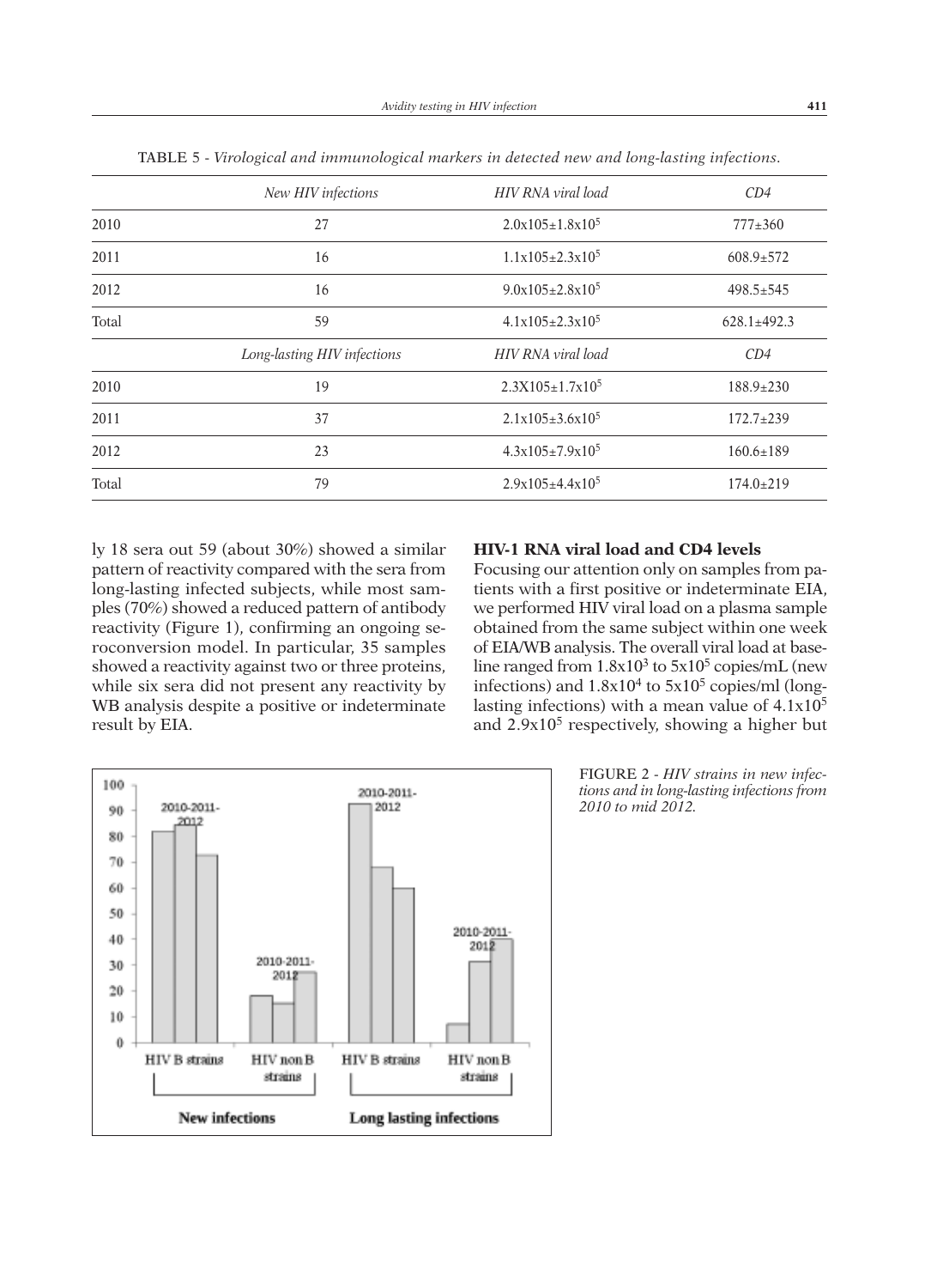TABLE 5 - *Virological and immunological markers in detected new and long-lasting infections.*

| | *New HIV infections* | *HIV RNA viral load* | *CD4* |
|---|---|---|---|
| 2010 | 27 | $2.0x105 \pm 1.8x10^5$ | 777±360 |
| 2011 | 16 | $1.1x105 \pm 2.3x10^5$ | 608.9±572 |
| 2012 | 16 | $9.0x105 \pm 2.8x10^5$ | 498.5±545 |
| Total | 59 | $4.1x105 \pm 2.3x10^5$ | 628.1±492.3 |
| | *Long-lasting HIV infections* | *HIV RNA viral load* | *CD4* |
| 2010 | 19 | $2.3X105 \pm 1.7x10^5$ | 188.9±230 |
| 2011 | 37 | $2.1x105 \pm 3.6x10^5$ | 172.7±239 |
| 2012 | 23 | $4.3x105 \pm 7.9x10^5$ | 160.6±189 |
| Total | 79 | $2.9x105 \pm 4.4x10^5$ | 174.0±219 |

ly 18 sera out 59 (about 30%) showed a similar pattern of reactivity compared with the sera from long-lasting infected subjects, while most samples (70%) showed a reduced pattern of antibody reactivity (Figure 1), confirming an ongoing seroconversion model. In particular, 35 samples showed a reactivity against two or three proteins, while six sera did not present any reactivity by WB analysis despite a positive or indeterminate result by EIA.

### HIV-1 RNA viral load and CD4 levels

Focusing our attention only on samples from patients with a first positive or indeterminate EIA, we performed HIV viral load on a plasma sample obtained from the same subject within one week of EIA/WB analysis. The overall viral load at baseline ranged from $1.8x10^3$ to $5x10^5$ copies/mL (new infections) and $1.8x10^4$ to $5x10^5$ copies/ml (long-lasting infections) with a mean value of $4.1x10^5$ and $2.9x10^5$ respectively, showing a higher but

FIGURE 2 - *HIV strains in new infections and in long-lasting infections from 2010 to mid 2012.*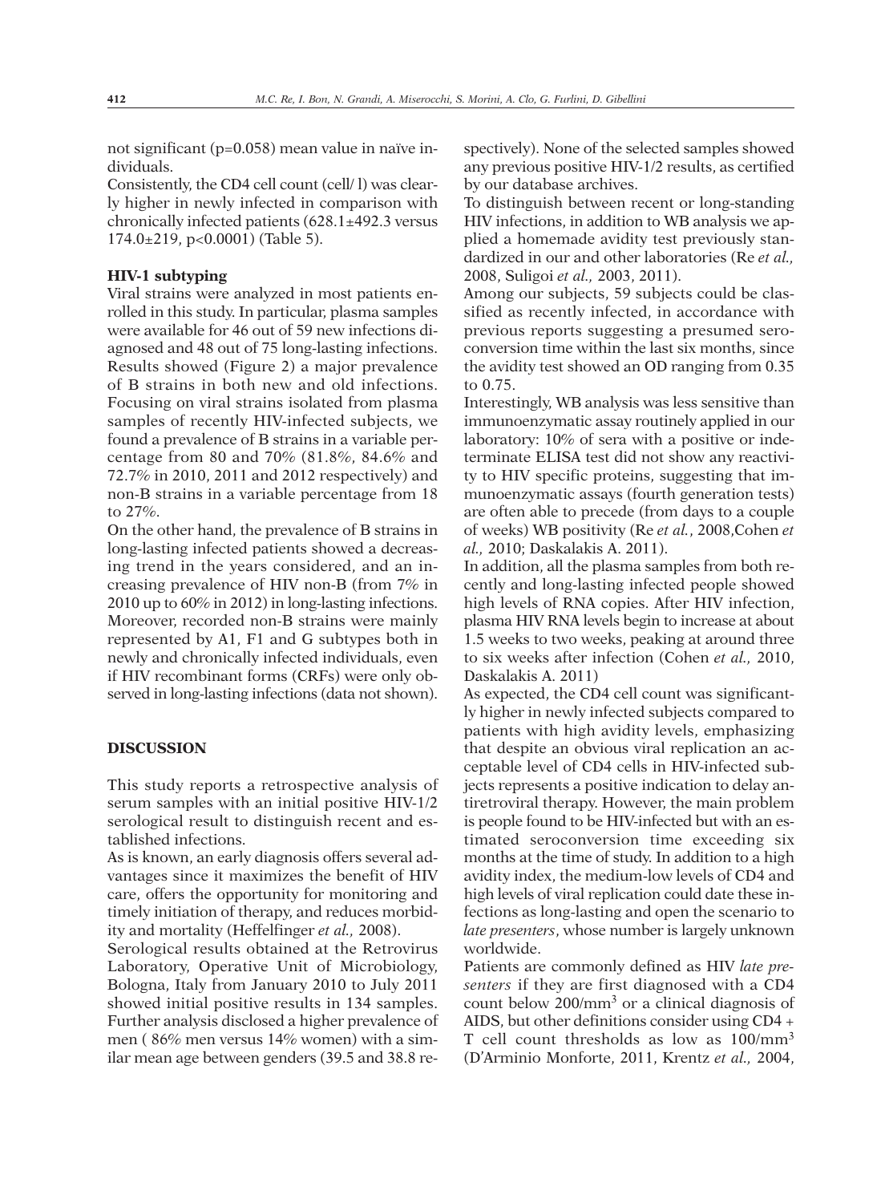not significant (p=0.058) mean value in naïve individuals.

Consistently, the CD4 cell count (cell/ l) was clearly higher in newly infected in comparison with chronically infected patients (628.1±492.3 versus 174.0±219, p<0.0001) (Table 5).

### HIV-1 subtyping

Viral strains were analyzed in most patients enrolled in this study. In particular, plasma samples were available for 46 out of 59 new infections diagnosed and 48 out of 75 long-lasting infections. Results showed (Figure 2) a major prevalence of B strains in both new and old infections. Focusing on viral strains isolated from plasma samples of recently HIV-infected subjects, we found a prevalence of B strains in a variable percentage from 80 and 70% (81.8%, 84.6% and 72.7% in 2010, 2011 and 2012 respectively) and non-B strains in a variable percentage from 18 to 27%.

On the other hand, the prevalence of B strains in long-lasting infected patients showed a decreasing trend in the years considered, and an increasing prevalence of HIV non-B (from 7% in 2010 up to 60% in 2012) in long-lasting infections. Moreover, recorded non-B strains were mainly represented by A1, F1 and G subtypes both in newly and chronically infected individuals, even if HIV recombinant forms (CRFs) were only observed in long-lasting infections (data not shown).

## DISCUSSION

This study reports a retrospective analysis of serum samples with an initial positive HIV-1/2 serological result to distinguish recent and established infections.

As is known, an early diagnosis offers several advantages since it maximizes the benefit of HIV care, offers the opportunity for monitoring and timely initiation of therapy, and reduces morbidity and mortality (Heffelfinger *et al.,* 2008).

Serological results obtained at the Retrovirus Laboratory, Operative Unit of Microbiology, Bologna, Italy from January 2010 to July 2011 showed initial positive results in 134 samples. Further analysis disclosed a higher prevalence of men ( 86% men versus 14% women) with a similar mean age between genders (39.5 and 38.8 respectively). None of the selected samples showed any previous positive HIV-1/2 results, as certified by our database archives.

To distinguish between recent or long-standing HIV infections, in addition to WB analysis we applied a homemade avidity test previously standardized in our and other laboratories (Re *et al.,* 2008, Suligoi *et al.,* 2003, 2011).

Among our subjects, 59 subjects could be classified as recently infected, in accordance with previous reports suggesting a presumed seroconversion time within the last six months, since the avidity test showed an OD ranging from 0.35 to 0.75.

Interestingly, WB analysis was less sensitive than immunoenzymatic assay routinely applied in our laboratory: 10% of sera with a positive or indeterminate ELISA test did not show any reactivity to HIV specific proteins, suggesting that immunoenzymatic assays (fourth generation tests) are often able to precede (from days to a couple of weeks) WB positivity (Re *et al.*, 2008,Cohen *et al.,* 2010; Daskalakis A. 2011).

In addition, all the plasma samples from both recently and long-lasting infected people showed high levels of RNA copies. After HIV infection, plasma HIV RNA levels begin to increase at about 1.5 weeks to two weeks, peaking at around three to six weeks after infection (Cohen *et al.,* 2010, Daskalakis A. 2011)

As expected, the CD4 cell count was significantly higher in newly infected subjects compared to patients with high avidity levels, emphasizing that despite an obvious viral replication an acceptable level of CD4 cells in HIV-infected subjects represents a positive indication to delay antiretroviral therapy. However, the main problem is people found to be HIV-infected but with an estimated seroconversion time exceeding six months at the time of study. In addition to a high avidity index, the medium-low levels of CD4 and high levels of viral replication could date these infections as long-lasting and open the scenario to *late presenters*, whose number is largely unknown worldwide.

Patients are commonly defined as HIV *late presenters* if they are first diagnosed with a CD4 count below 200/mm$^3$ or a clinical diagnosis of AIDS, but other definitions consider using CD4 + T cell count thresholds as low as 100/mm$^3$ (D'Arminio Monforte, 2011, Krentz *et al.,* 2004,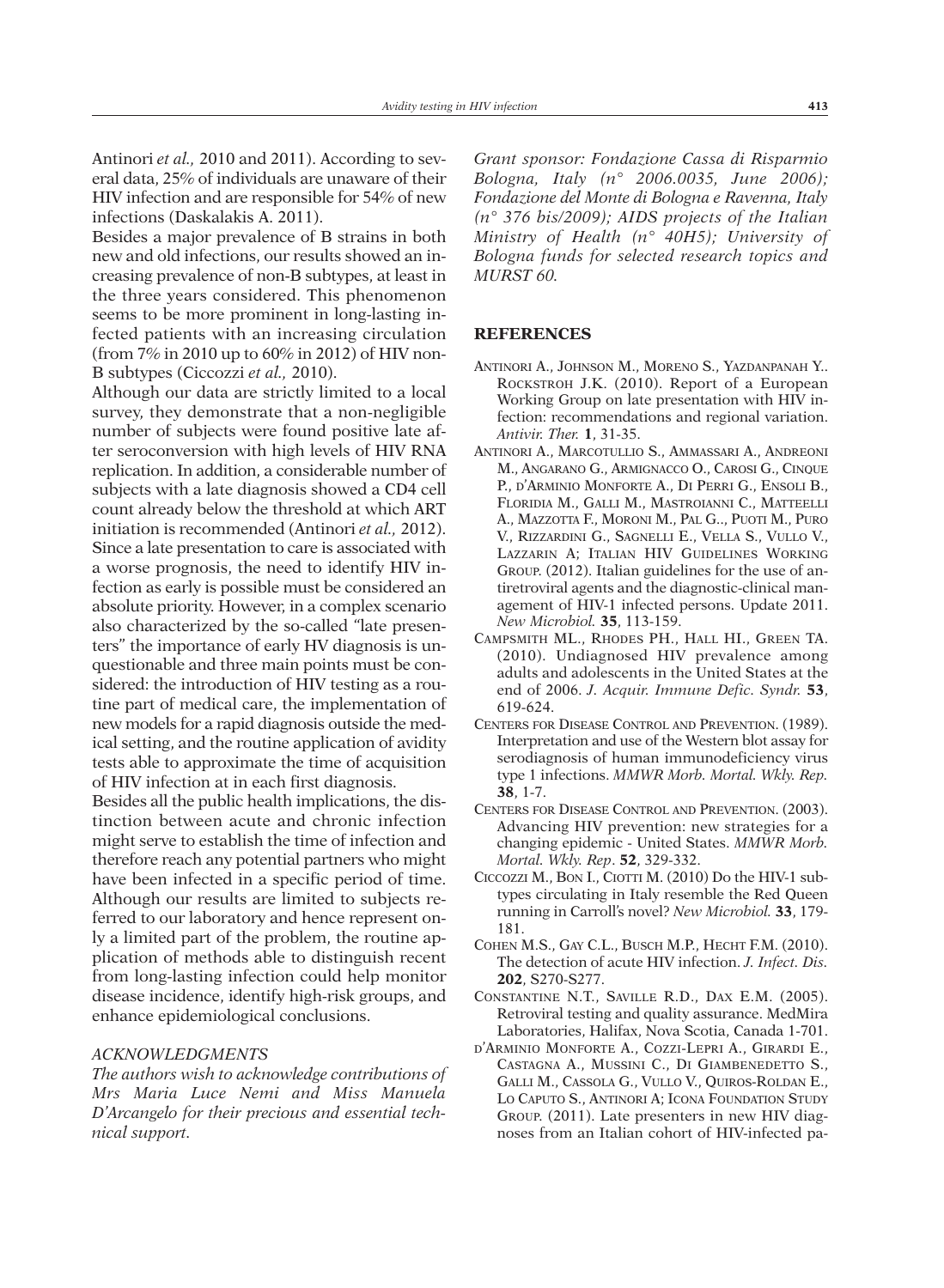Antinori *et al.,* 2010 and 2011). According to several data, 25% of individuals are unaware of their HIV infection and are responsible for 54% of new infections (Daskalakis A. 2011).

Besides a major prevalence of B strains in both new and old infections, our results showed an increasing prevalence of non-B subtypes, at least in the three years considered. This phenomenon seems to be more prominent in long-lasting infected patients with an increasing circulation (from 7% in 2010 up to 60% in 2012) of HIV non-B subtypes (Ciccozzi *et al.,* 2010).

Although our data are strictly limited to a local survey, they demonstrate that a non-negligible number of subjects were found positive late after seroconversion with high levels of HIV RNA replication. In addition, a considerable number of subjects with a late diagnosis showed a CD4 cell count already below the threshold at which ART initiation is recommended (Antinori *et al.,* 2012). Since a late presentation to care is associated with a worse prognosis, the need to identify HIV infection as early is possible must be considered an absolute priority. However, in a complex scenario also characterized by the so-called "late presenters" the importance of early HV diagnosis is unquestionable and three main points must be considered: the introduction of HIV testing as a routine part of medical care, the implementation of new models for a rapid diagnosis outside the medical setting, and the routine application of avidity tests able to approximate the time of acquisition of HIV infection at in each first diagnosis.

Besides all the public health implications, the distinction between acute and chronic infection might serve to establish the time of infection and therefore reach any potential partners who might have been infected in a specific period of time. Although our results are limited to subjects referred to our laboratory and hence represent only a limited part of the problem, the routine application of methods able to distinguish recent from long-lasting infection could help monitor disease incidence, identify high-risk groups, and enhance epidemiological conclusions.

### ACKNOWLEDGMENTS

*The authors wish to acknowledge contributions of Mrs Maria Luce Nemi and Miss Manuela D'Arcangelo for their precious and essential technical support.*

*Grant sponsor: Fondazione Cassa di Risparmio Bologna, Italy (n° 2006.0035, June 2006); Fondazione del Monte di Bologna e Ravenna, Italy (n° 376 bis/2009); AIDS projects of the Italian Ministry of Health (n° 40H5); University of Bologna funds for selected research topics and MURST 60.*

## REFERENCES

Antinori A., Johnson M., Moreno S., Yazdanpanah Y.. Rockstroh J.K. (2010). Report of a European Working Group on late presentation with HIV infection: recommendations and regional variation. *Antivir. Ther.* **1**, 31-35.

Antinori A., Marcotullio S., Ammassari A., Andreoni M., Angarano G., Armignacco O., Carosi G., Cinque P., d'Arminio Monforte A., Di Perri G., Ensoli B., Floridia M., Galli M., Mastroianni C., Matteelli A., Mazzotta F., Moroni M., Pal G.., Puoti M., Puro V., Rizzardini G., Sagnelli E., Vella S., Vullo V., Lazzarin A; Italian HIV Guidelines Working Group. (2012). Italian guidelines for the use of antiretroviral agents and the diagnostic-clinical management of HIV-1 infected persons. Update 2011. *New Microbiol.* **35**, 113-159.

Campsmith ML., Rhodes PH., Hall HI., Green TA. (2010). Undiagnosed HIV prevalence among adults and adolescents in the United States at the end of 2006. *J. Acquir. Immune Defic. Syndr.* **53**, 619-624.

Centers for Disease Control and Prevention. (1989). Interpretation and use of the Western blot assay for serodiagnosis of human immunodeficiency virus type 1 infections. *MMWR Morb. Mortal. Wkly. Rep.* **38**, 1-7.

Centers for Disease Control and Prevention. (2003). Advancing HIV prevention: new strategies for a changing epidemic - United States. *MMWR Morb. Mortal. Wkly. Rep*. **52**, 329-332.

Ciccozzi M., Bon I., Ciotti M. (2010) Do the HIV-1 subtypes circulating in Italy resemble the Red Queen running in Carroll's novel? *New Microbiol.* **33**, 179-181.

Cohen M.S., Gay C.L., Busch M.P., Hecht F.M. (2010). The detection of acute HIV infection. *J. Infect. Dis.* **202**, S270-S277.

Constantine N.T., Saville R.D., Dax E.M. (2005). Retroviral testing and quality assurance. MedMira Laboratories, Halifax, Nova Scotia, Canada 1-701.

d'Arminio Monforte A., Cozzi-Lepri A., Girardi E., Castagna A., Mussini C., Di Giambenedetto S., Galli M., Cassola G., Vullo V., Quiros-Roldan E., Lo Caputo S., Antinori A; Icona Foundation Study Group. (2011). Late presenters in new HIV diagnoses from an Italian cohort of HIV-infected pa-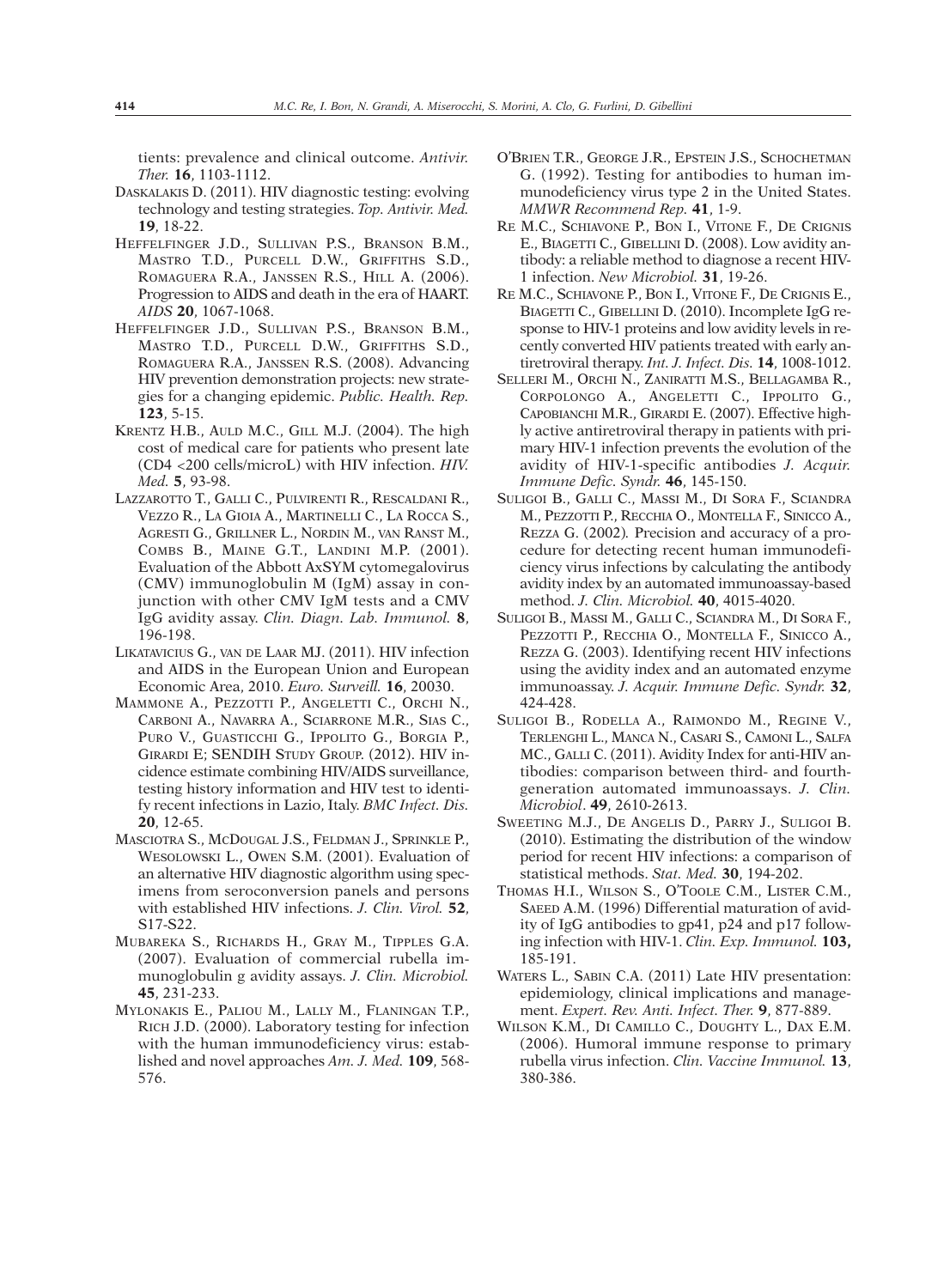tients: prevalence and clinical outcome. *Antivir. Ther.* **16**, 1103-1112.

DASKALAKIS D. (2011). HIV diagnostic testing: evolving technology and testing strategies. *Top. Antivir. Med.* **19**, 18-22.

HEFFELFINGER J.D., SULLIVAN P.S., BRANSON B.M., MASTRO T.D., PURCELL D.W., GRIFFITHS S.D., ROMAGUERA R.A., JANSSEN R.S., HILL A. (2006). Progression to AIDS and death in the era of HAART. *AIDS* **20**, 1067-1068.

HEFFELFINGER J.D., SULLIVAN P.S., BRANSON B.M., MASTRO T.D., PURCELL D.W., GRIFFITHS S.D., ROMAGUERA R.A., JANSSEN R.S. (2008). Advancing HIV prevention demonstration projects: new strategies for a changing epidemic. *Public. Health. Rep.* **123**, 5-15.

KRENTZ H.B., AULD M.C., GILL M.J. (2004). The high cost of medical care for patients who present late (CD4 <200 cells/microL) with HIV infection. *HIV. Med.* **5**, 93-98.

LAZZAROTTO T., GALLI C., PULVIRENTI R., RESCALDANI R., VEZZO R., LA GIOIA A., MARTINELLI C., LA ROCCA S., AGRESTI G., GRILLNER L., NORDIN M., VAN RANST M., COMBS B., MAINE G.T., LANDINI M.P. (2001). Evaluation of the Abbott AxSYM cytomegalovirus (CMV) immunoglobulin M (IgM) assay in conjunction with other CMV IgM tests and a CMV IgG avidity assay. *Clin. Diagn. Lab. Immunol.* **8**, 196-198.

LIKATAVICIUS G., VAN DE LAAR MJ. (2011). HIV infection and AIDS in the European Union and European Economic Area, 2010. *Euro. Surveill.* **16**, 20030.

MAMMONE A., PEZZOTTI P., ANGELETTI C., ORCHI N., CARBONI A., NAVARRA A., SCIARRONE M.R., SIAS C., PURO V., GUASTICCHI G., IPPOLITO G., BORGIA P., GIRARDI E; SENDIH STUDY GROUP. (2012). HIV incidence estimate combining HIV/AIDS surveillance, testing history information and HIV test to identify recent infections in Lazio, Italy. *BMC Infect. Dis.* **20**, 12-65.

MASCIOTRA S., MCDOUGAL J.S., FELDMAN J., SPRINKLE P., WESOLOWSKI L., OWEN S.M. (2001). Evaluation of an alternative HIV diagnostic algorithm using specimens from seroconversion panels and persons with established HIV infections. *J. Clin. Virol.* **52**, S17-S22.

MUBAREKA S., RICHARDS H., GRAY M., TIPPLES G.A. (2007). Evaluation of commercial rubella immunoglobulin g avidity assays. *J. Clin. Microbiol.* **45**, 231-233.

MYLONAKIS E., PALIOU M., LALLY M., FLANINGAN T.P., RICH J.D. (2000). Laboratory testing for infection with the human immunodeficiency virus: established and novel approaches *Am. J. Med.* **109**, 568-576.

O'BRIEN T.R., GEORGE J.R., EPSTEIN J.S., SCHOCHETMAN G. (1992). Testing for antibodies to human immunodeficiency virus type 2 in the United States. *MMWR Recommend Rep.* **41**, 1-9.

RE M.C., SCHIAVONE P., BON I., VITONE F., DE CRIGNIS E., BIAGETTI C., GIBELLINI D. (2008). Low avidity antibody: a reliable method to diagnose a recent HIV-1 infection. *New Microbiol.* **31**, 19-26.

RE M.C., SCHIAVONE P., BON I., VITONE F., DE CRIGNIS E., BIAGETTI C., GIBELLINI D. (2010). Incomplete IgG response to HIV-1 proteins and low avidity levels in recently converted HIV patients treated with early antiretroviral therapy. *Int. J. Infect. Dis.* **14**, 1008-1012.

SELLERI M., ORCHI N., ZANIRATTI M.S., BELLAGAMBA R., CORPOLONGO A., ANGELETTI C., IPPOLITO G., CAPOBIANCHI M.R., GIRARDI E. (2007). Effective highly active antiretroviral therapy in patients with primary HIV-1 infection prevents the evolution of the avidity of HIV-1-specific antibodies *J. Acquir. Immune Defic. Syndr.* **46**, 145-150.

SULIGOI B., GALLI C., MASSI M., DI SORA F., SCIANDRA M., PEZZOTTI P., RECCHIA O., MONTELLA F., SINICCO A., REZZA G. (2002). Precision and accuracy of a procedure for detecting recent human immunodeficiency virus infections by calculating the antibody avidity index by an automated immunoassay-based method. *J. Clin. Microbiol.* **40**, 4015-4020.

SULIGOI B., MASSI M., GALLI C., SCIANDRA M., DI SORA F., PEZZOTTI P., RECCHIA O., MONTELLA F., SINICCO A., REZZA G. (2003). Identifying recent HIV infections using the avidity index and an automated enzyme immunoassay. *J. Acquir. Immune Defic. Syndr.* **32**, 424-428.

SULIGOI B., RODELLA A., RAIMONDO M., REGINE V., TERLENGHI L., MANCA N., CASARI S., CAMONI L., SALFA MC., GALLI C. (2011). Avidity Index for anti-HIV antibodies: comparison between third- and fourth-generation automated immunoassays. *J. Clin. Microbiol*. **49**, 2610-2613.

SWEETING M.J., DE ANGELIS D., PARRY J., SULIGOI B. (2010). Estimating the distribution of the window period for recent HIV infections: a comparison of statistical methods. *Stat. Med.* **30**, 194-202.

THOMAS H.I., WILSON S., O'TOOLE C.M., LISTER C.M., SAEED A.M. (1996) Differential maturation of avidity of IgG antibodies to gp41, p24 and p17 following infection with HIV-1. *Clin. Exp. Immunol.* **103,** 185-191.

WATERS L., SABIN C.A. (2011) Late HIV presentation: epidemiology, clinical implications and management. *Expert. Rev. Anti. Infect. Ther.* **9**, 877-889.

WILSON K.M., DI CAMILLO C., DOUGHTY L., DAX E.M. (2006). Humoral immune response to primary rubella virus infection. *Clin. Vaccine Immunol.* **13**, 380-386.